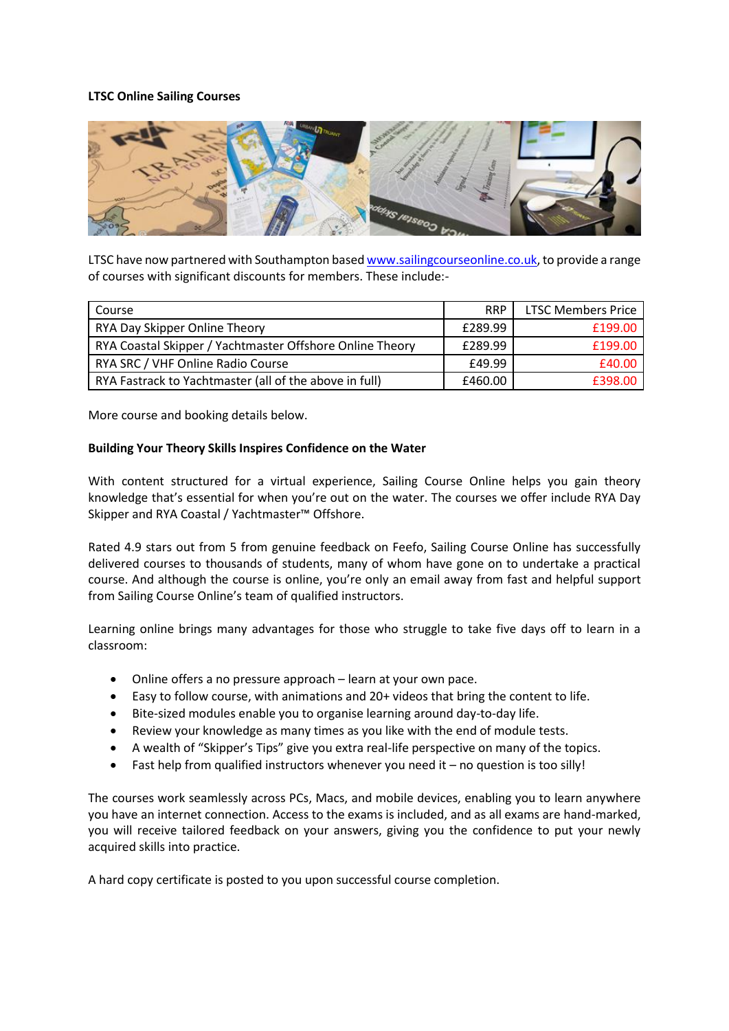**LTSC Online Sailing Courses**

LTSC have now partnered with Southampton based www.sailingcourseonline.co.uk, to provide a range of courses with significant discounts for members. These include:-

| Course | RRP | LTSC Members Price |
|---|---|---|
| RYA Day Skipper Online Theory | £289.99 | £199.00 |
| RYA Coastal Skipper / Yachtmaster Offshore Online Theory | £289.99 | £199.00 |
| RYA SRC / VHF Online Radio Course | £49.99 | £40.00 |
| RYA Fastrack to Yachtmaster (all of the above in full) | £460.00 | £398.00 |

More course and booking details below.

**Building Your Theory Skills Inspires Confidence on the Water**

With content structured for a virtual experience, Sailing Course Online helps you gain theory knowledge that's essential for when you're out on the water. The courses we offer include RYA Day Skipper and RYA Coastal / Yachtmaster™ Offshore.

Rated 4.9 stars out from 5 from genuine feedback on Feefo, Sailing Course Online has successfully delivered courses to thousands of students, many of whom have gone on to undertake a practical course. And although the course is online, you're only an email away from fast and helpful support from Sailing Course Online's team of qualified instructors.

Learning online brings many advantages for those who struggle to take five days off to learn in a classroom:

- Online offers a no pressure approach – learn at your own pace.
- Easy to follow course, with animations and 20+ videos that bring the content to life.
- Bite-sized modules enable you to organise learning around day-to-day life.
- Review your knowledge as many times as you like with the end of module tests.
- A wealth of "Skipper's Tips" give you extra real-life perspective on many of the topics.
- Fast help from qualified instructors whenever you need it – no question is too silly!

The courses work seamlessly across PCs, Macs, and mobile devices, enabling you to learn anywhere you have an internet connection. Access to the exams is included, and as all exams are hand-marked, you will receive tailored feedback on your answers, giving you the confidence to put your newly acquired skills into practice.

A hard copy certificate is posted to you upon successful course completion.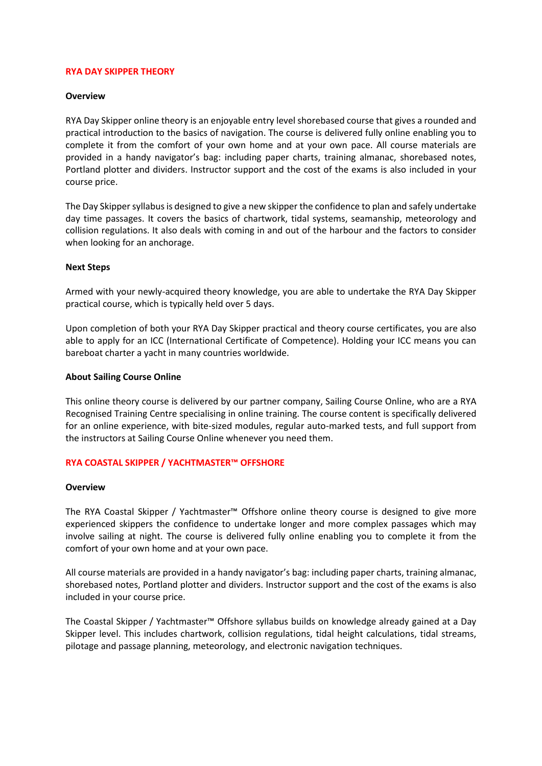## RYA DAY SKIPPER THEORY

### Overview

RYA Day Skipper online theory is an enjoyable entry level shorebased course that gives a rounded and practical introduction to the basics of navigation. The course is delivered fully online enabling you to complete it from the comfort of your own home and at your own pace. All course materials are provided in a handy navigator's bag: including paper charts, training almanac, shorebased notes, Portland plotter and dividers. Instructor support and the cost of the exams is also included in your course price.

The Day Skipper syllabus is designed to give a new skipper the confidence to plan and safely undertake day time passages. It covers the basics of chartwork, tidal systems, seamanship, meteorology and collision regulations. It also deals with coming in and out of the harbour and the factors to consider when looking for an anchorage.

### Next Steps

Armed with your newly-acquired theory knowledge, you are able to undertake the RYA Day Skipper practical course, which is typically held over 5 days.

Upon completion of both your RYA Day Skipper practical and theory course certificates, you are also able to apply for an ICC (International Certificate of Competence). Holding your ICC means you can bareboat charter a yacht in many countries worldwide.

### About Sailing Course Online

This online theory course is delivered by our partner company, Sailing Course Online, who are a RYA Recognised Training Centre specialising in online training. The course content is specifically delivered for an online experience, with bite-sized modules, regular auto-marked tests, and full support from the instructors at Sailing Course Online whenever you need them.

## RYA COASTAL SKIPPER / YACHTMASTER™ OFFSHORE

### Overview

The RYA Coastal Skipper / Yachtmaster™ Offshore online theory course is designed to give more experienced skippers the confidence to undertake longer and more complex passages which may involve sailing at night. The course is delivered fully online enabling you to complete it from the comfort of your own home and at your own pace.

All course materials are provided in a handy navigator's bag: including paper charts, training almanac, shorebased notes, Portland plotter and dividers. Instructor support and the cost of the exams is also included in your course price.

The Coastal Skipper / Yachtmaster™ Offshore syllabus builds on knowledge already gained at a Day Skipper level. This includes chartwork, collision regulations, tidal height calculations, tidal streams, pilotage and passage planning, meteorology, and electronic navigation techniques.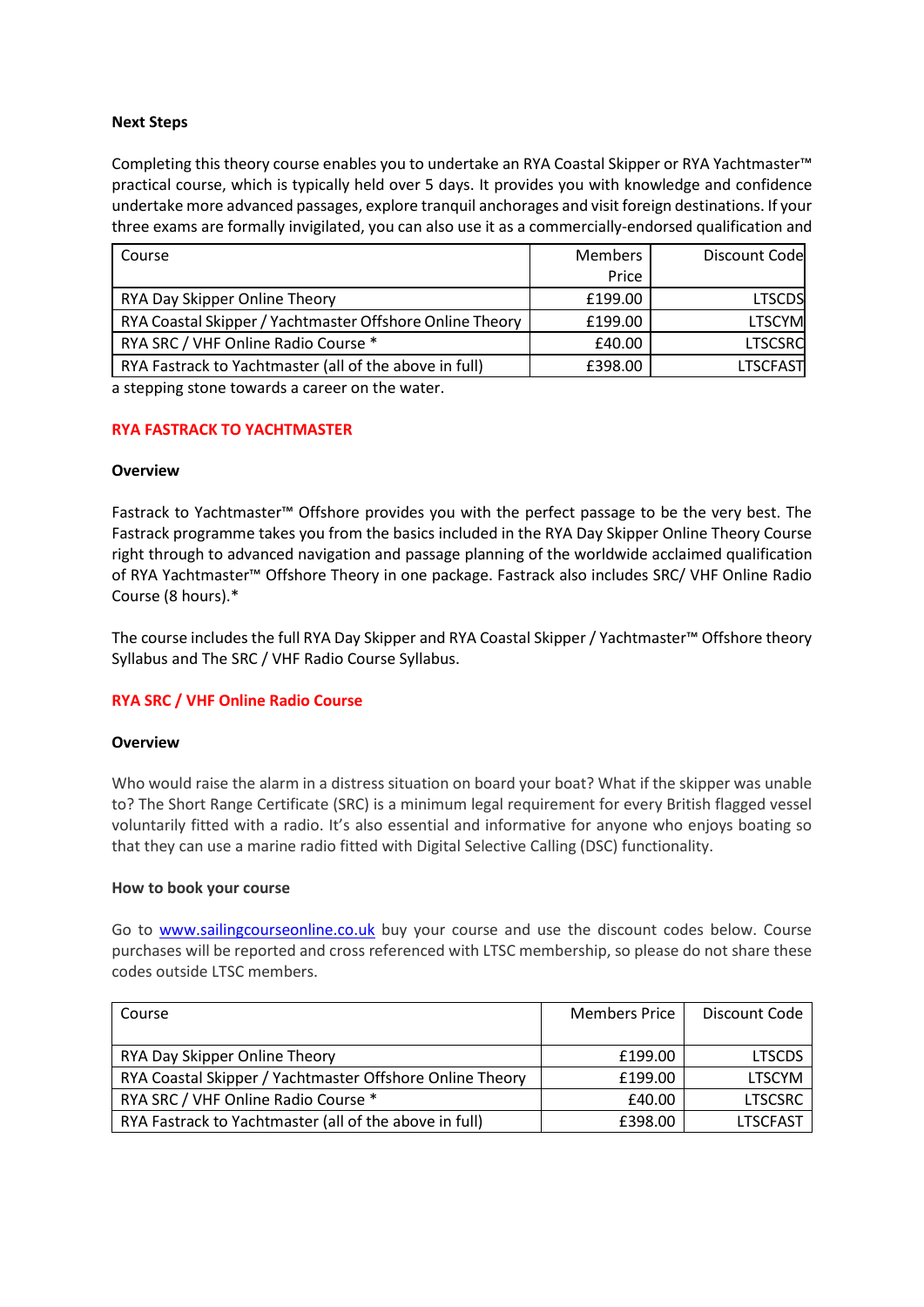**Next Steps**

Completing this theory course enables you to undertake an RYA Coastal Skipper or RYA Yachtmaster™ practical course, which is typically held over 5 days. It provides you with knowledge and confidence undertake more advanced passages, explore tranquil anchorages and visit foreign destinations. If your three exams are formally invigilated, you can also use it as a commercially-endorsed qualification and

| Course | Members Price | Discount Code |
|---|---|---|
| RYA Day Skipper Online Theory | £199.00 | LTSCDS |
| RYA Coastal Skipper / Yachtmaster Offshore Online Theory | £199.00 | LTSCYM |
| RYA SRC / VHF Online Radio Course * | £40.00 | LTSCSRC |
| RYA Fastrack to Yachtmaster (all of the above in full) | £398.00 | LTSCFAST |

a stepping stone towards a career on the water.

**RYA FASTRACK TO YACHTMASTER**

**Overview**

Fastrack to Yachtmaster™ Offshore provides you with the perfect passage to be the very best. The Fastrack programme takes you from the basics included in the RYA Day Skipper Online Theory Course right through to advanced navigation and passage planning of the worldwide acclaimed qualification of RYA Yachtmaster™ Offshore Theory in one package. Fastrack also includes SRC/ VHF Online Radio Course (8 hours).*

The course includes the full RYA Day Skipper and RYA Coastal Skipper / Yachtmaster™ Offshore theory Syllabus and The SRC / VHF Radio Course Syllabus.

**RYA SRC / VHF Online Radio Course**

**Overview**

Who would raise the alarm in a distress situation on board your boat? What if the skipper was unable to? The Short Range Certificate (SRC) is a minimum legal requirement for every British flagged vessel voluntarily fitted with a radio. It's also essential and informative for anyone who enjoys boating so that they can use a marine radio fitted with Digital Selective Calling (DSC) functionality.

**How to book your course**

Go to [www.sailingcourseonline.co.uk](http://www.sailingcourseonline.co.uk) buy your course and use the discount codes below. Course purchases will be reported and cross referenced with LTSC membership, so please do not share these codes outside LTSC members.

| Course | Members Price | Discount Code |
|---|---|---|
| RYA Day Skipper Online Theory | £199.00 | LTSCDS |
| RYA Coastal Skipper / Yachtmaster Offshore Online Theory | £199.00 | LTSCYM |
| RYA SRC / VHF Online Radio Course * | £40.00 | LTSCSRC |
| RYA Fastrack to Yachtmaster (all of the above in full) | £398.00 | LTSCFAST |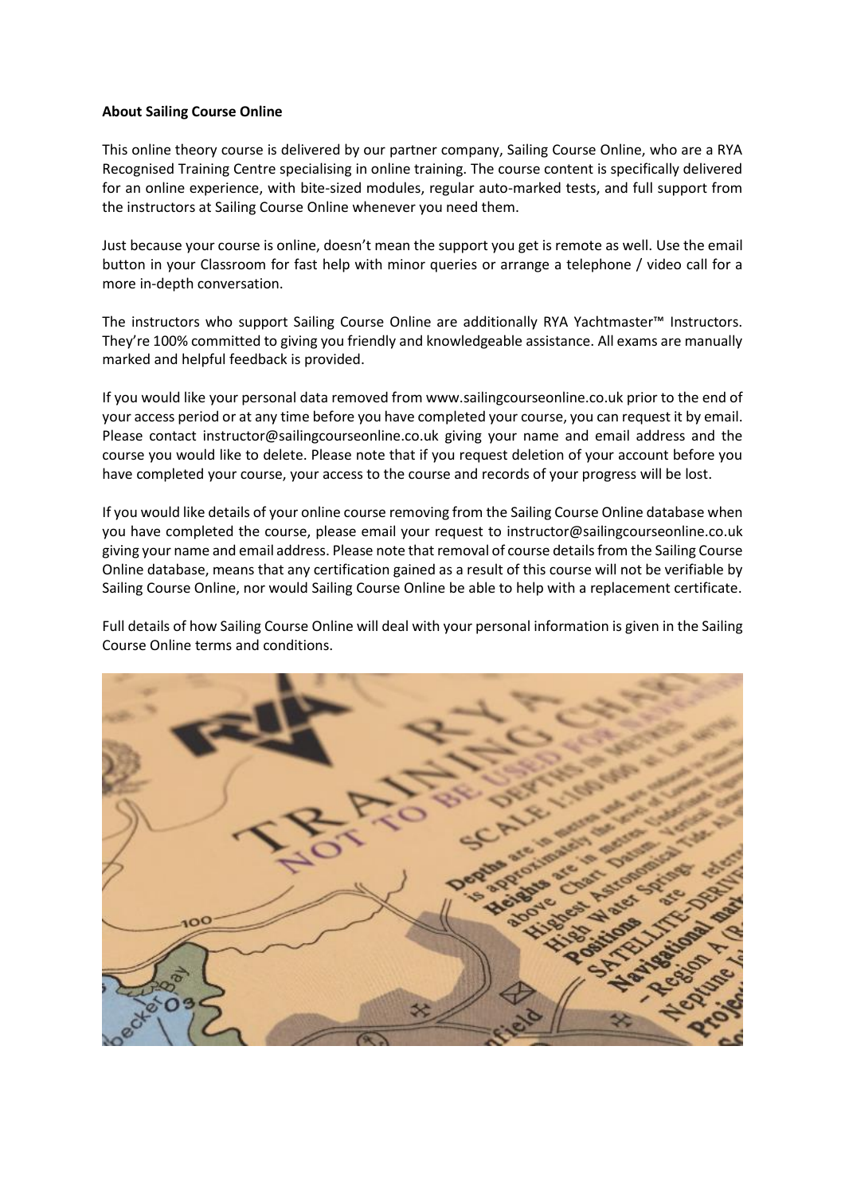**About Sailing Course Online**

This online theory course is delivered by our partner company, Sailing Course Online, who are a RYA Recognised Training Centre specialising in online training. The course content is specifically delivered for an online experience, with bite-sized modules, regular auto-marked tests, and full support from the instructors at Sailing Course Online whenever you need them.

Just because your course is online, doesn't mean the support you get is remote as well. Use the email button in your Classroom for fast help with minor queries or arrange a telephone / video call for a more in-depth conversation.

The instructors who support Sailing Course Online are additionally RYA Yachtmaster™ Instructors. They're 100% committed to giving you friendly and knowledgeable assistance. All exams are manually marked and helpful feedback is provided.

If you would like your personal data removed from www.sailingcourseonline.co.uk prior to the end of your access period or at any time before you have completed your course, you can request it by email. Please contact instructor@sailingcourseonline.co.uk giving your name and email address and the course you would like to delete. Please note that if you request deletion of your account before you have completed your course, your access to the course and records of your progress will be lost.

If you would like details of your online course removing from the Sailing Course Online database when you have completed the course, please email your request to instructor@sailingcourseonline.co.uk giving your name and email address. Please note that removal of course details from the Sailing Course Online database, means that any certification gained as a result of this course will not be verifiable by Sailing Course Online, nor would Sailing Course Online be able to help with a replacement certificate.

Full details of how Sailing Course Online will deal with your personal information is given in the Sailing Course Online terms and conditions.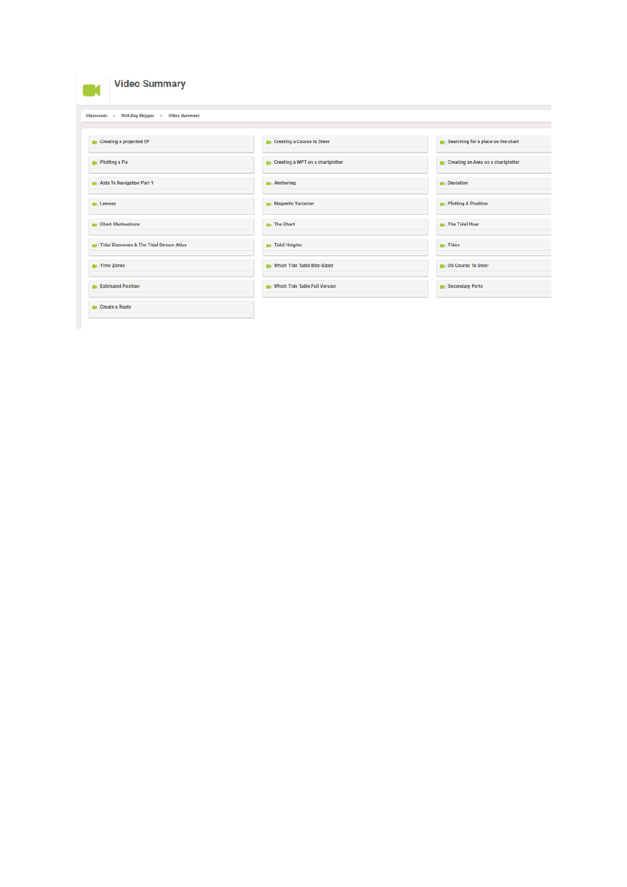# Video Summary

Classroom > RYA Day Skipper > Video Summary

- Creating a projected EP
- Plotting a Fix
- Aids To Navigation Part 1
- Leeway
- Chart Obstructions
- Tidal Diamonds & The Tidal Stream Atlas
- Time Zones
- Estimated Position
- Create a Route
- Creating a Course to Steer
- Creating a WPT on a chartplotter
- Anchoring
- Magnetic Variation
- The Chart
- Tidal Heights
- Which Tide Table Bite-Sized
- Which Tide Table Full Version
- Searching for a place on the chart
- Creating an Area on a chartplotter
- Deviation
- Plotting A Position
- The Tidal Hour
- Tides
- DS Course To Steer
- Secondary Ports